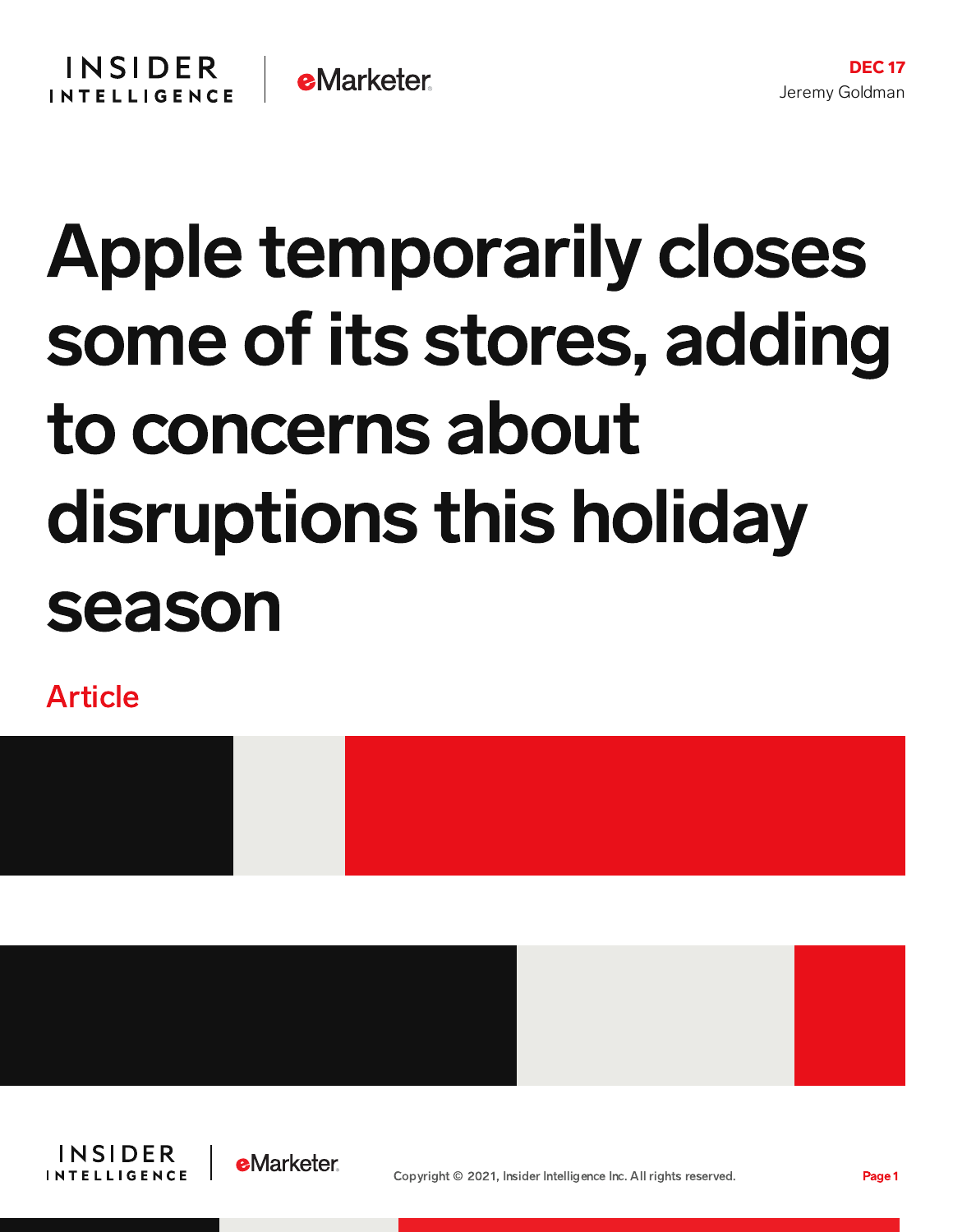DEC 17
Jeremy Goldman

# Apple temporarily closes some of its stores, adding to concerns about disruptions this holiday season

Article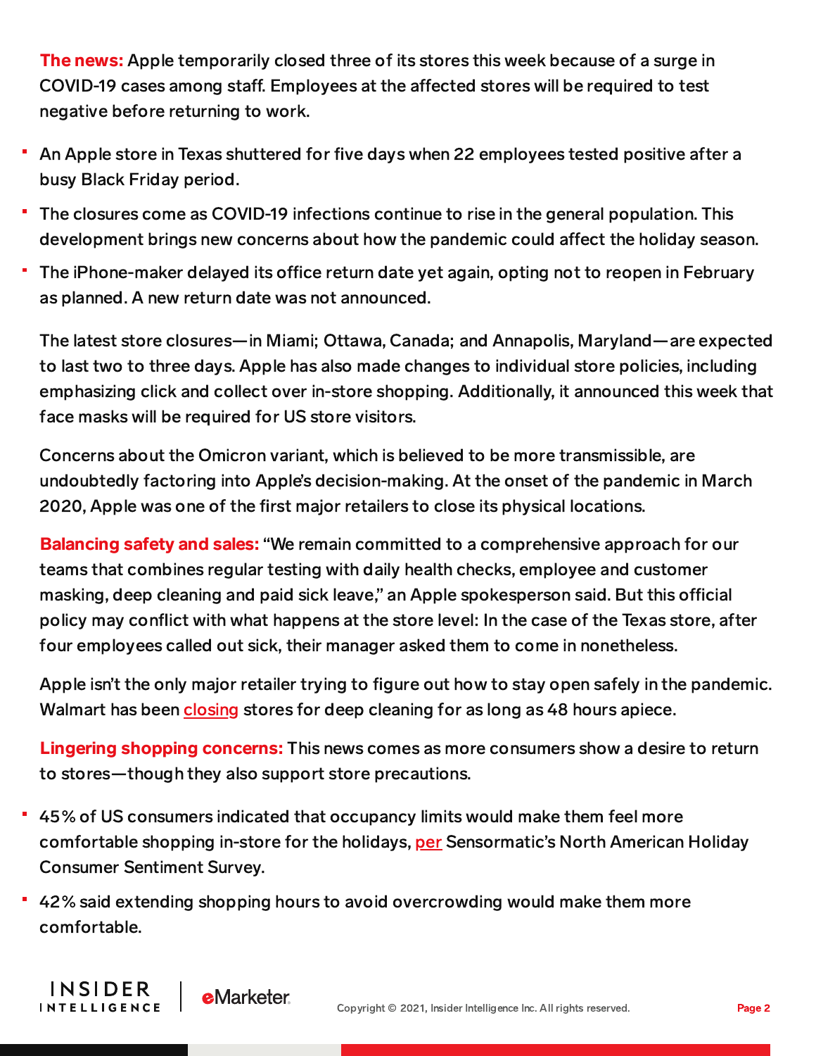**The news:** Apple temporarily closed three of its stores this week because of a surge in COVID-19 cases among staff. Employees at the affected stores will be required to test negative before returning to work.

- An Apple store in Texas shuttered for five days when 22 employees tested positive after a busy Black Friday period.
- The closures come as COVID-19 infections continue to rise in the general population. This development brings new concerns about how the pandemic could affect the holiday season.
- The iPhone-maker delayed its office return date yet again, opting not to reopen in February as planned. A new return date was not announced.

The latest store closures—in Miami; Ottawa, Canada; and Annapolis, Maryland—are expected to last two to three days. Apple has also made changes to individual store policies, including emphasizing click and collect over in-store shopping. Additionally, it announced this week that face masks will be required for US store visitors.

Concerns about the Omicron variant, which is believed to be more transmissible, are undoubtedly factoring into Apple's decision-making. At the onset of the pandemic in March 2020, Apple was one of the first major retailers to close its physical locations.

**Balancing safety and sales:** "We remain committed to a comprehensive approach for our teams that combines regular testing with daily health checks, employee and customer masking, deep cleaning and paid sick leave," an Apple spokesperson said. But this official policy may conflict with what happens at the store level: In the case of the Texas store, after four employees called out sick, their manager asked them to come in nonetheless.

Apple isn't the only major retailer trying to figure out how to stay open safely in the pandemic. Walmart has been closing stores for deep cleaning for as long as 48 hours apiece.

**Lingering shopping concerns:** This news comes as more consumers show a desire to return to stores—though they also support store precautions.

- 45% of US consumers indicated that occupancy limits would make them feel more comfortable shopping in-store for the holidays, per Sensormatic's North American Holiday Consumer Sentiment Survey.
- 42% said extending shopping hours to avoid overcrowding would make them more comfortable.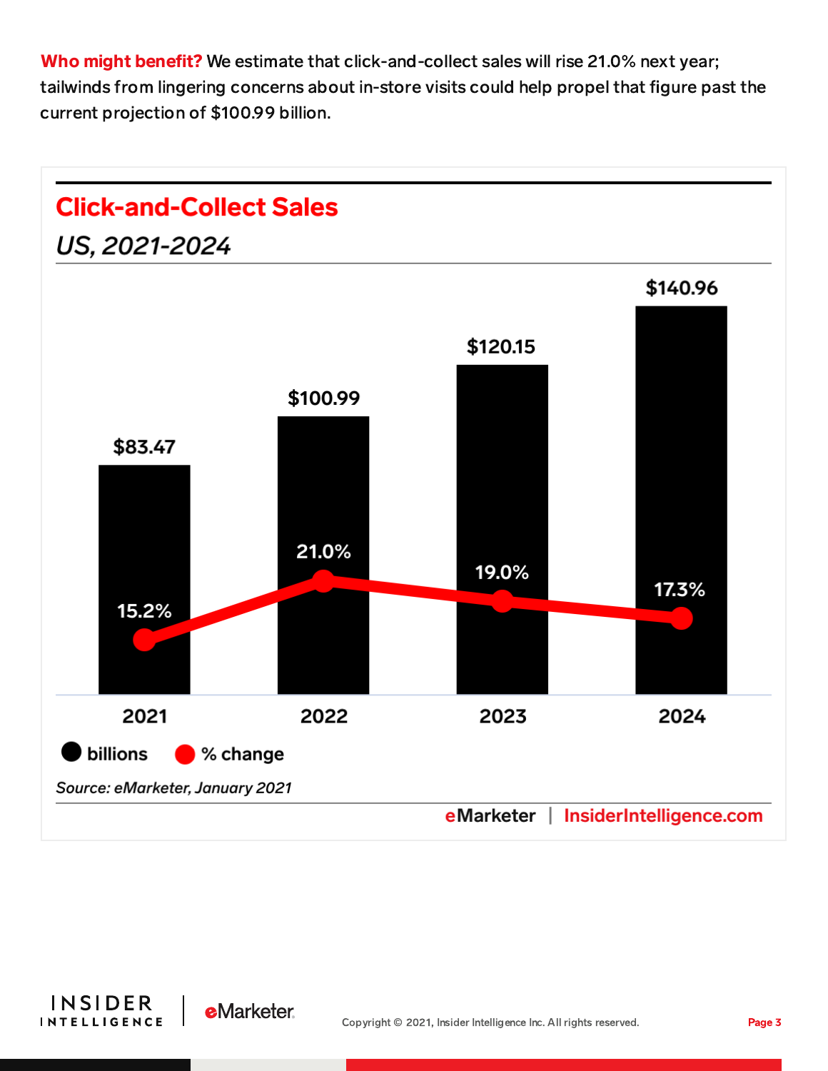**Who might benefit?** We estimate that click-and-collect sales will rise 21.0% next year; tailwinds from lingering concerns about in-store visits could help propel that figure past the current projection of $100.99 billion.

## Click-and-Collect Sales

*US, 2021-2024*

$83.47
$100.99
$120.15
$140.96

15.2%
21.0%
19.0%
17.3%

2021
2022
2023
2024

billions
% change

*Source: eMarketer, January 2021*

eMarketer | InsiderIntelligence.com